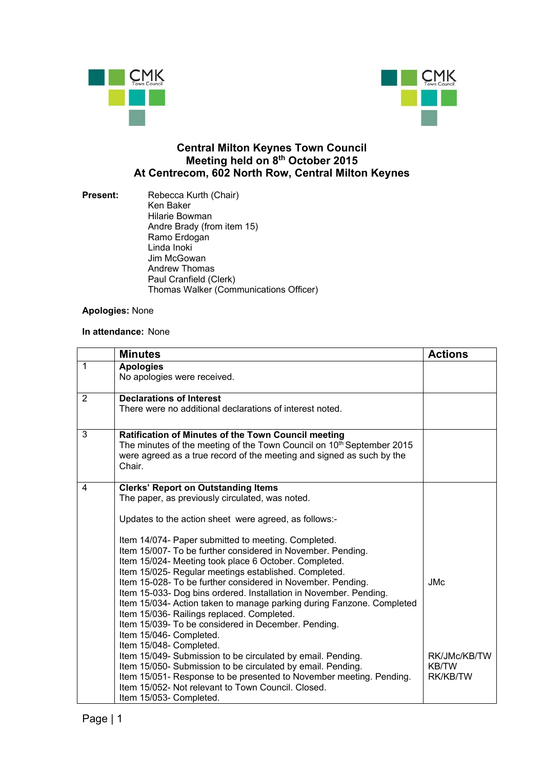# Central Milton Keynes Town Council
## Meeting held on 8th October 2015
## At Centrecom, 602 North Row, Central Milton Keynes

**Present:**
Rebecca Kurth (Chair)
Ken Baker
Hilarie Bowman
Andre Brady (from item 15)
Ramo Erdogan
Linda Inoki
Jim McGowan
Andrew Thomas
Paul Cranfield (Clerk)
Thomas Walker (Communications Officer)

**Apologies:** None

**In attendance:** None

| | Minutes | Actions |
|---|---|---|
| 1 | **Apologies**<br>No apologies were received. | |
| 2 | **Declarations of Interest**<br>There were no additional declarations of interest noted. | |
| 3 | **Ratification of Minutes of the Town Council meeting**<br>The minutes of the meeting of the Town Council on 10th September 2015 were agreed as a true record of the meeting and signed as such by the Chair. | |
| 4 | **Clerks' Report on Outstanding Items**<br>The paper, as previously circulated, was noted.<br><br>Updates to the action sheet were agreed, as follows:-<br><br>Item 14/074- Paper submitted to meeting. Completed.<br>Item 15/007- To be further considered in November. Pending.<br>Item 15/024- Meeting took place 6 October. Completed.<br>Item 15/025- Regular meetings established. Completed.<br>Item 15-028- To be further considered in November. Pending.<br>Item 15-033- Dog bins ordered. Installation in November. Pending.<br>Item 15/034- Action taken to manage parking during Fanzone. Completed<br>Item 15/036- Railings replaced. Completed.<br>Item 15/039- To be considered in December. Pending.<br>Item 15/046- Completed.<br>Item 15/048- Completed.<br>Item 15/049- Submission to be circulated by email. Pending.<br>Item 15/050- Submission to be circulated by email. Pending.<br>Item 15/051- Response to be presented to November meeting. Pending.<br>Item 15/052- Not relevant to Town Council. Closed.<br>Item 15/053- Completed. | <br><br><br><br><br><br><br><br>JMc<br><br><br><br><br><br><br>RK/JMc/KB/TW<br>KB/TW<br>RK/KB/TW |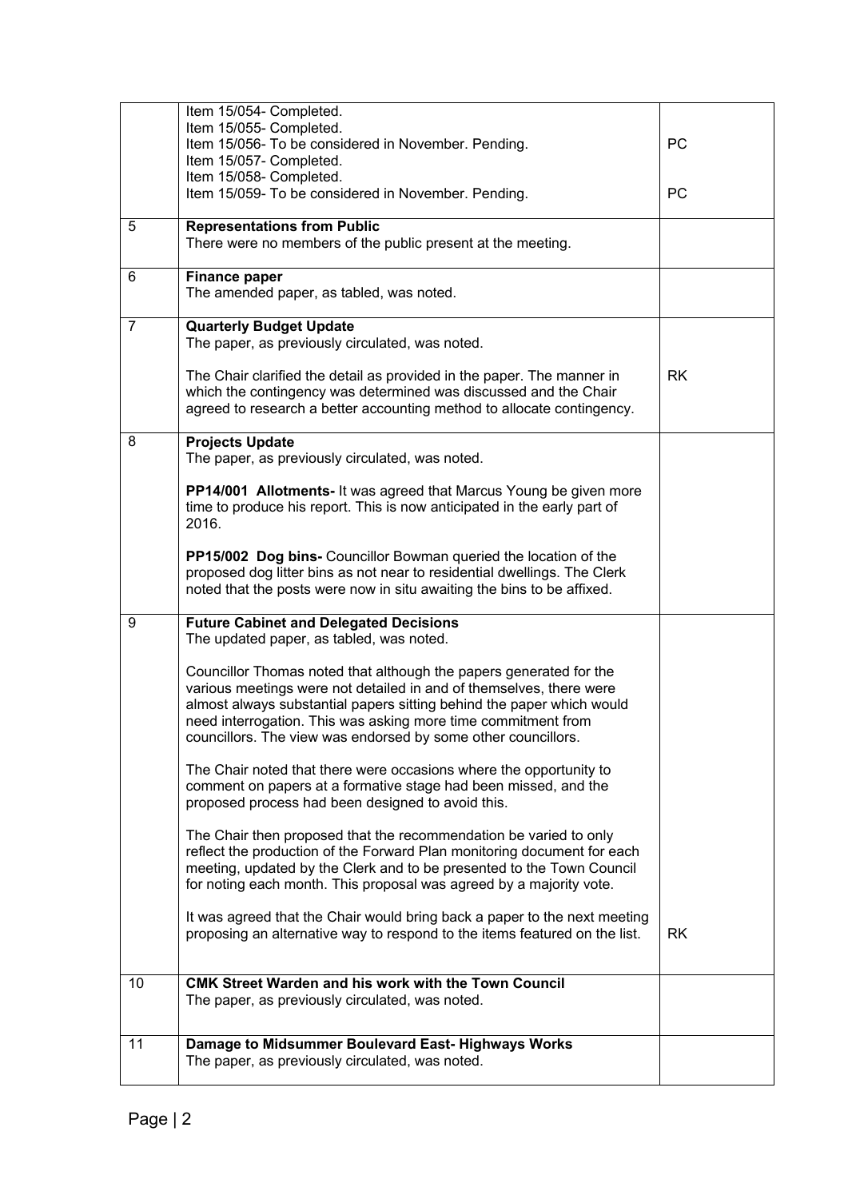| | | |
|---|---|---|
| | Item 15/054- Completed.<br>Item 15/055- Completed.<br>Item 15/056- To be considered in November. Pending.<br>Item 15/057- Completed.<br>Item 15/058- Completed.<br>Item 15/059- To be considered in November. Pending. | PC<br><br>PC |
| 5 | **Representations from Public**<br>There were no members of the public present at the meeting. | |
| 6 | **Finance paper**<br>The amended paper, as tabled, was noted. | |
| 7 | **Quarterly Budget Update**<br>The paper, as previously circulated, was noted.<br><br>The Chair clarified the detail as provided in the paper. The manner in which the contingency was determined was discussed and the Chair agreed to research a better accounting method to allocate contingency. | RK |
| 8 | **Projects Update**<br>The paper, as previously circulated, was noted.<br><br>**PP14/001 Allotments-** It was agreed that Marcus Young be given more time to produce his report. This is now anticipated in the early part of 2016.<br><br>**PP15/002 Dog bins-** Councillor Bowman queried the location of the proposed dog litter bins as not near to residential dwellings. The Clerk noted that the posts were now in situ awaiting the bins to be affixed. | |
| 9 | **Future Cabinet and Delegated Decisions**<br>The updated paper, as tabled, was noted.<br><br>Councillor Thomas noted that although the papers generated for the various meetings were not detailed in and of themselves, there were almost always substantial papers sitting behind the paper which would need interrogation. This was asking more time commitment from councillors. The view was endorsed by some other councillors.<br><br>The Chair noted that there were occasions where the opportunity to comment on papers at a formative stage had been missed, and the proposed process had been designed to avoid this.<br><br>The Chair then proposed that the recommendation be varied to only reflect the production of the Forward Plan monitoring document for each meeting, updated by the Clerk and to be presented to the Town Council for noting each month. This proposal was agreed by a majority vote.<br><br>It was agreed that the Chair would bring back a paper to the next meeting proposing an alternative way to respond to the items featured on the list. | RK |
| 10 | **CMK Street Warden and his work with the Town Council**<br>The paper, as previously circulated, was noted. | |
| 11 | **Damage to Midsummer Boulevard East- Highways Works**<br>The paper, as previously circulated, was noted. | |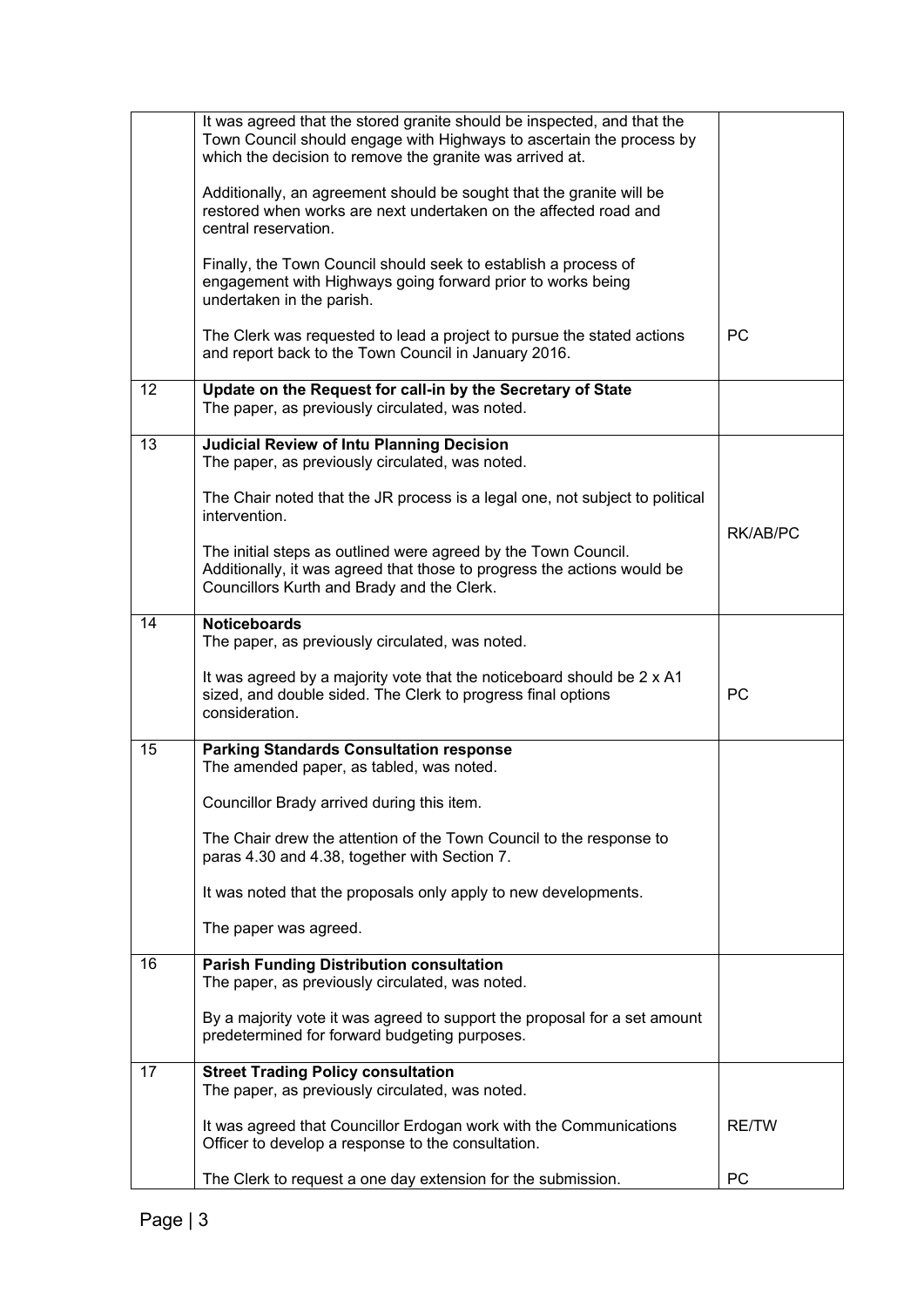| | | |
|---|---|---|
| | It was agreed that the stored granite should be inspected, and that the Town Council should engage with Highways to ascertain the process by which the decision to remove the granite was arrived at.<br><br>Additionally, an agreement should be sought that the granite will be restored when works are next undertaken on the affected road and central reservation.<br><br>Finally, the Town Council should seek to establish a process of engagement with Highways going forward prior to works being undertaken in the parish.<br><br>The Clerk was requested to lead a project to pursue the stated actions and report back to the Town Council in January 2016. | PC |
| 12 | **Update on the Request for call-in by the Secretary of State**<br>The paper, as previously circulated, was noted. | |
| 13 | **Judicial Review of Intu Planning Decision**<br>The paper, as previously circulated, was noted.<br><br>The Chair noted that the JR process is a legal one, not subject to political intervention.<br><br>The initial steps as outlined were agreed by the Town Council. Additionally, it was agreed that those to progress the actions would be Councillors Kurth and Brady and the Clerk. | RK/AB/PC |
| 14 | **Noticeboards**<br>The paper, as previously circulated, was noted.<br><br>It was agreed by a majority vote that the noticeboard should be 2 x A1 sized, and double sided. The Clerk to progress final options consideration. | PC |
| 15 | **Parking Standards Consultation response**<br>The amended paper, as tabled, was noted.<br><br>Councillor Brady arrived during this item.<br><br>The Chair drew the attention of the Town Council to the response to paras 4.30 and 4.38, together with Section 7.<br><br>It was noted that the proposals only apply to new developments.<br><br>The paper was agreed. | |
| 16 | **Parish Funding Distribution consultation**<br>The paper, as previously circulated, was noted.<br><br>By a majority vote it was agreed to support the proposal for a set amount predetermined for forward budgeting purposes. | |
| 17 | **Street Trading Policy consultation**<br>The paper, as previously circulated, was noted.<br><br>It was agreed that Councillor Erdogan work with the Communications Officer to develop a response to the consultation.<br><br>The Clerk to request a one day extension for the submission. | RE/TW<br><br>PC |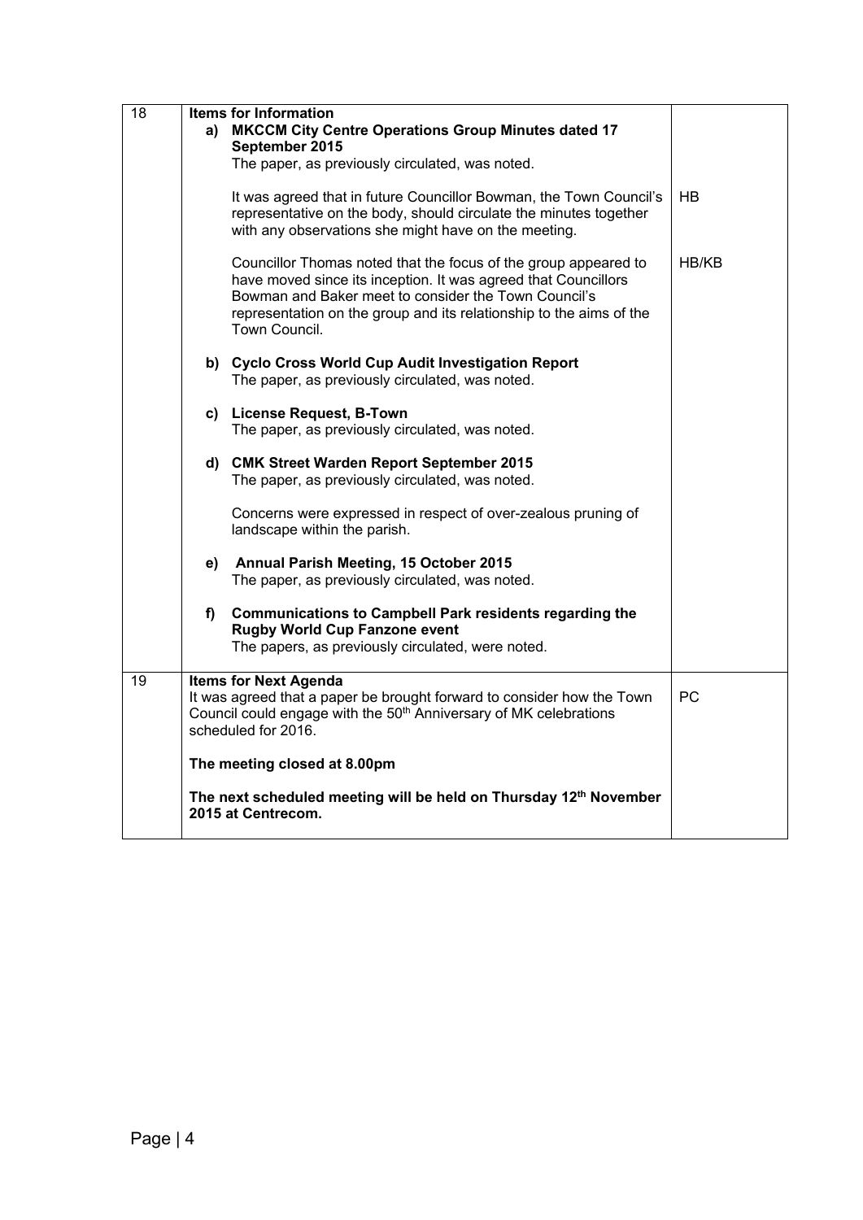| | | |
|---|---|---|
| 18 | **Items for Information**<br>**a) MKCCM City Centre Operations Group Minutes dated 17 September 2015**<br>The paper, as previously circulated, was noted.<br><br>It was agreed that in future Councillor Bowman, the Town Council's representative on the body, should circulate the minutes together with any observations she might have on the meeting.<br><br>Councillor Thomas noted that the focus of the group appeared to have moved since its inception. It was agreed that Councillors Bowman and Baker meet to consider the Town Council's representation on the group and its relationship to the aims of the Town Council.<br><br>**b) Cyclo Cross World Cup Audit Investigation Report**<br>The paper, as previously circulated, was noted.<br><br>**c) License Request, B-Town**<br>The paper, as previously circulated, was noted.<br><br>**d) CMK Street Warden Report September 2015**<br>The paper, as previously circulated, was noted.<br><br>Concerns were expressed in respect of over-zealous pruning of landscape within the parish.<br><br>**e) Annual Parish Meeting, 15 October 2015**<br>The paper, as previously circulated, was noted.<br><br>**f) Communications to Campbell Park residents regarding the Rugby World Cup Fanzone event**<br>The papers, as previously circulated, were noted. | <br><br><br><br>HB<br><br><br><br>HB/KB |
| 19 | **Items for Next Agenda**<br>It was agreed that a paper be brought forward to consider how the Town Council could engage with the 50th Anniversary of MK celebrations scheduled for 2016.<br><br>**The meeting closed at 8.00pm**<br><br>**The next scheduled meeting will be held on Thursday 12th November 2015 at Centrecom.** | PC |